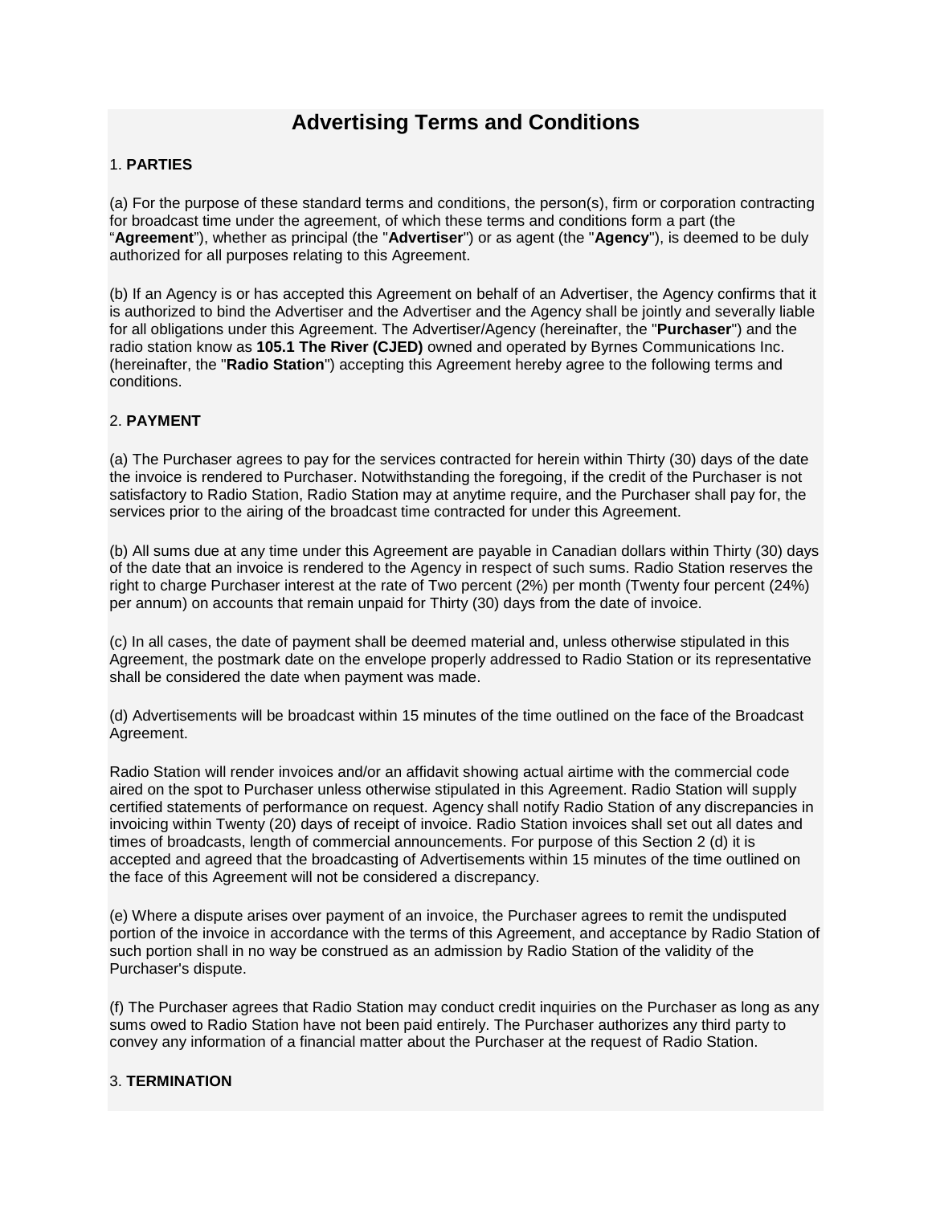# Advertising Terms and Conditions

1. **PARTIES**

(a) For the purpose of these standard terms and conditions, the person(s), firm or corporation contracting for broadcast time under the agreement, of which these terms and conditions form a part (the "**Agreement**"), whether as principal (the "**Advertiser**") or as agent (the "**Agency**"), is deemed to be duly authorized for all purposes relating to this Agreement.

(b) If an Agency is or has accepted this Agreement on behalf of an Advertiser, the Agency confirms that it is authorized to bind the Advertiser and the Advertiser and the Agency shall be jointly and severally liable for all obligations under this Agreement. The Advertiser/Agency (hereinafter, the "**Purchaser**") and the radio station know as **105.1 The River (CJED)** owned and operated by Byrnes Communications Inc. (hereinafter, the "**Radio Station**") accepting this Agreement hereby agree to the following terms and conditions.

2. **PAYMENT**

(a) The Purchaser agrees to pay for the services contracted for herein within Thirty (30) days of the date the invoice is rendered to Purchaser. Notwithstanding the foregoing, if the credit of the Purchaser is not satisfactory to Radio Station, Radio Station may at anytime require, and the Purchaser shall pay for, the services prior to the airing of the broadcast time contracted for under this Agreement.

(b) All sums due at any time under this Agreement are payable in Canadian dollars within Thirty (30) days of the date that an invoice is rendered to the Agency in respect of such sums. Radio Station reserves the right to charge Purchaser interest at the rate of Two percent (2%) per month (Twenty four percent (24%) per annum) on accounts that remain unpaid for Thirty (30) days from the date of invoice.

(c) In all cases, the date of payment shall be deemed material and, unless otherwise stipulated in this Agreement, the postmark date on the envelope properly addressed to Radio Station or its representative shall be considered the date when payment was made.

(d) Advertisements will be broadcast within 15 minutes of the time outlined on the face of the Broadcast Agreement.

Radio Station will render invoices and/or an affidavit showing actual airtime with the commercial code aired on the spot to Purchaser unless otherwise stipulated in this Agreement. Radio Station will supply certified statements of performance on request. Agency shall notify Radio Station of any discrepancies in invoicing within Twenty (20) days of receipt of invoice. Radio Station invoices shall set out all dates and times of broadcasts, length of commercial announcements. For purpose of this Section 2 (d) it is accepted and agreed that the broadcasting of Advertisements within 15 minutes of the time outlined on the face of this Agreement will not be considered a discrepancy.

(e) Where a dispute arises over payment of an invoice, the Purchaser agrees to remit the undisputed portion of the invoice in accordance with the terms of this Agreement, and acceptance by Radio Station of such portion shall in no way be construed as an admission by Radio Station of the validity of the Purchaser's dispute.

(f) The Purchaser agrees that Radio Station may conduct credit inquiries on the Purchaser as long as any sums owed to Radio Station have not been paid entirely. The Purchaser authorizes any third party to convey any information of a financial matter about the Purchaser at the request of Radio Station.

3. **TERMINATION**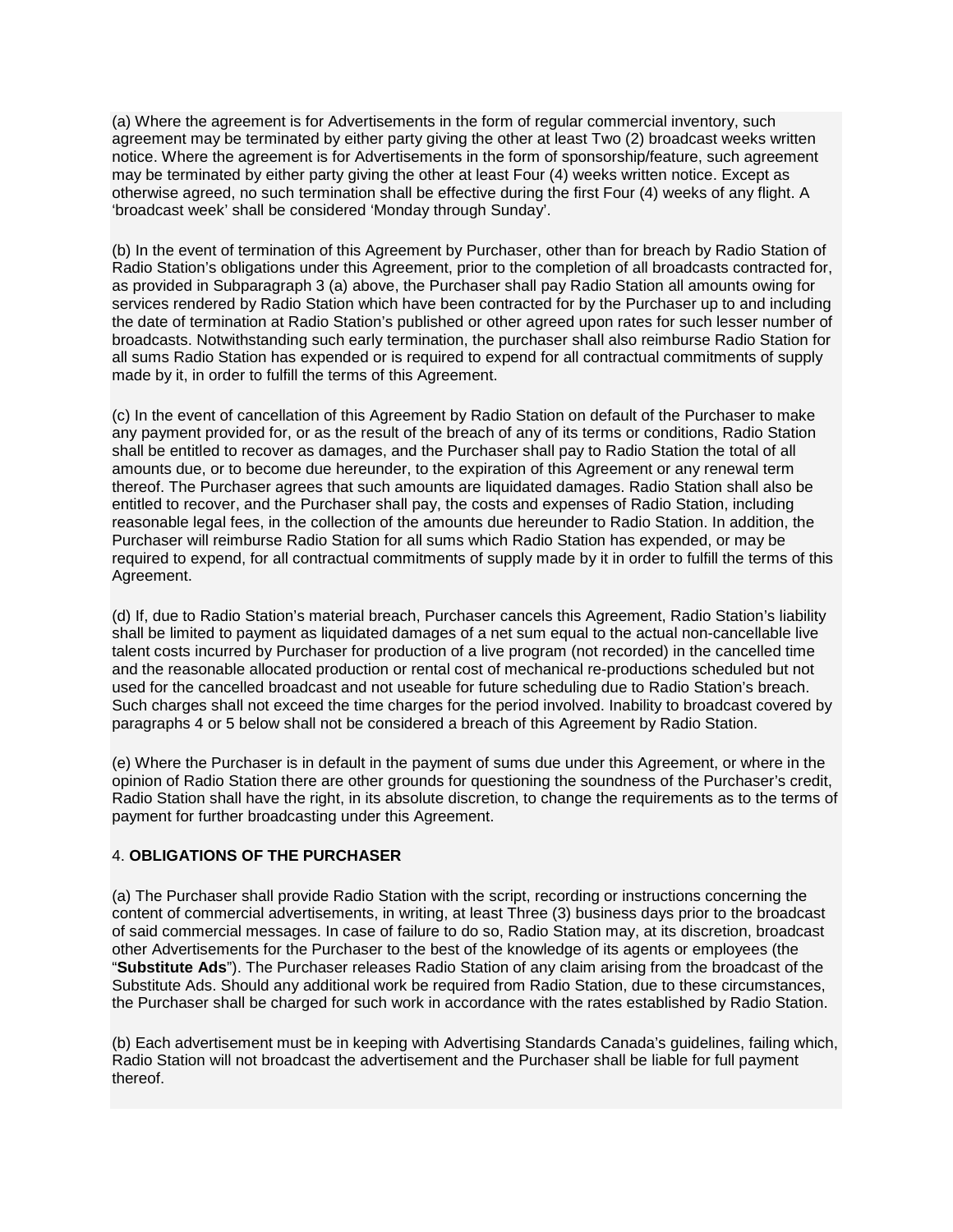(a) Where the agreement is for Advertisements in the form of regular commercial inventory, such agreement may be terminated by either party giving the other at least Two (2) broadcast weeks written notice. Where the agreement is for Advertisements in the form of sponsorship/feature, such agreement may be terminated by either party giving the other at least Four (4) weeks written notice. Except as otherwise agreed, no such termination shall be effective during the first Four (4) weeks of any flight. A 'broadcast week' shall be considered 'Monday through Sunday'.

(b) In the event of termination of this Agreement by Purchaser, other than for breach by Radio Station of Radio Station's obligations under this Agreement, prior to the completion of all broadcasts contracted for, as provided in Subparagraph 3 (a) above, the Purchaser shall pay Radio Station all amounts owing for services rendered by Radio Station which have been contracted for by the Purchaser up to and including the date of termination at Radio Station's published or other agreed upon rates for such lesser number of broadcasts. Notwithstanding such early termination, the purchaser shall also reimburse Radio Station for all sums Radio Station has expended or is required to expend for all contractual commitments of supply made by it, in order to fulfill the terms of this Agreement.

(c) In the event of cancellation of this Agreement by Radio Station on default of the Purchaser to make any payment provided for, or as the result of the breach of any of its terms or conditions, Radio Station shall be entitled to recover as damages, and the Purchaser shall pay to Radio Station the total of all amounts due, or to become due hereunder, to the expiration of this Agreement or any renewal term thereof. The Purchaser agrees that such amounts are liquidated damages. Radio Station shall also be entitled to recover, and the Purchaser shall pay, the costs and expenses of Radio Station, including reasonable legal fees, in the collection of the amounts due hereunder to Radio Station. In addition, the Purchaser will reimburse Radio Station for all sums which Radio Station has expended, or may be required to expend, for all contractual commitments of supply made by it in order to fulfill the terms of this Agreement.

(d) If, due to Radio Station's material breach, Purchaser cancels this Agreement, Radio Station's liability shall be limited to payment as liquidated damages of a net sum equal to the actual non-cancellable live talent costs incurred by Purchaser for production of a live program (not recorded) in the cancelled time and the reasonable allocated production or rental cost of mechanical re-productions scheduled but not used for the cancelled broadcast and not useable for future scheduling due to Radio Station's breach. Such charges shall not exceed the time charges for the period involved. Inability to broadcast covered by paragraphs 4 or 5 below shall not be considered a breach of this Agreement by Radio Station.

(e) Where the Purchaser is in default in the payment of sums due under this Agreement, or where in the opinion of Radio Station there are other grounds for questioning the soundness of the Purchaser's credit, Radio Station shall have the right, in its absolute discretion, to change the requirements as to the terms of payment for further broadcasting under this Agreement.

4. **OBLIGATIONS OF THE PURCHASER**

(a) The Purchaser shall provide Radio Station with the script, recording or instructions concerning the content of commercial advertisements, in writing, at least Three (3) business days prior to the broadcast of said commercial messages. In case of failure to do so, Radio Station may, at its discretion, broadcast other Advertisements for the Purchaser to the best of the knowledge of its agents or employees (the "**Substitute Ads**"). The Purchaser releases Radio Station of any claim arising from the broadcast of the Substitute Ads. Should any additional work be required from Radio Station, due to these circumstances, the Purchaser shall be charged for such work in accordance with the rates established by Radio Station.

(b) Each advertisement must be in keeping with Advertising Standards Canada's guidelines, failing which, Radio Station will not broadcast the advertisement and the Purchaser shall be liable for full payment thereof.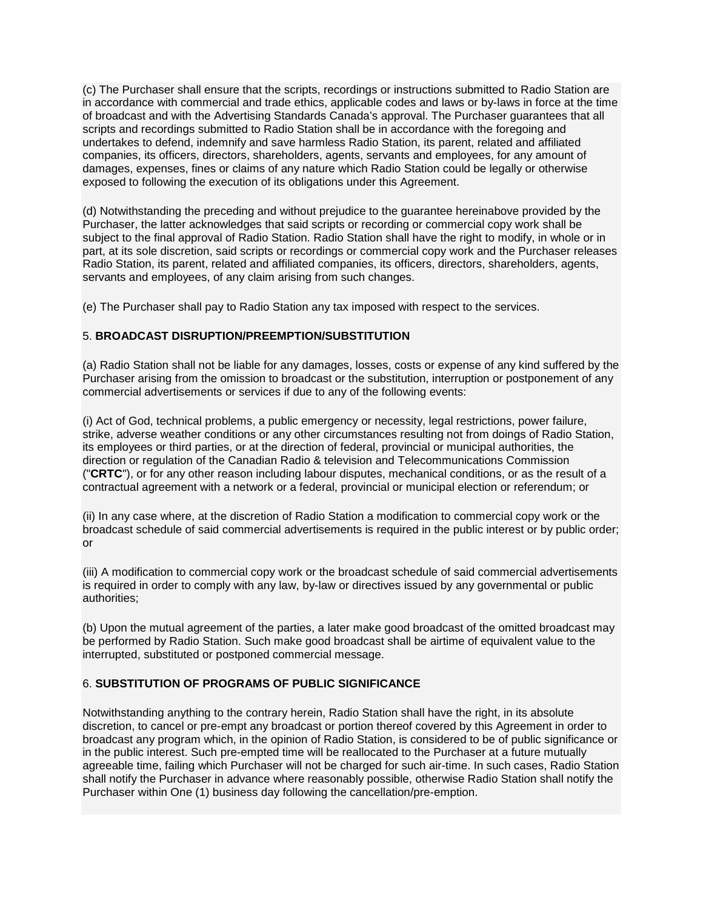(c) The Purchaser shall ensure that the scripts, recordings or instructions submitted to Radio Station are in accordance with commercial and trade ethics, applicable codes and laws or by-laws in force at the time of broadcast and with the Advertising Standards Canada's approval. The Purchaser guarantees that all scripts and recordings submitted to Radio Station shall be in accordance with the foregoing and undertakes to defend, indemnify and save harmless Radio Station, its parent, related and affiliated companies, its officers, directors, shareholders, agents, servants and employees, for any amount of damages, expenses, fines or claims of any nature which Radio Station could be legally or otherwise exposed to following the execution of its obligations under this Agreement.

(d) Notwithstanding the preceding and without prejudice to the guarantee hereinabove provided by the Purchaser, the latter acknowledges that said scripts or recording or commercial copy work shall be subject to the final approval of Radio Station. Radio Station shall have the right to modify, in whole or in part, at its sole discretion, said scripts or recordings or commercial copy work and the Purchaser releases Radio Station, its parent, related and affiliated companies, its officers, directors, shareholders, agents, servants and employees, of any claim arising from such changes.

(e) The Purchaser shall pay to Radio Station any tax imposed with respect to the services.

5. **BROADCAST DISRUPTION/PREEMPTION/SUBSTITUTION**

(a) Radio Station shall not be liable for any damages, losses, costs or expense of any kind suffered by the Purchaser arising from the omission to broadcast or the substitution, interruption or postponement of any commercial advertisements or services if due to any of the following events:

(i) Act of God, technical problems, a public emergency or necessity, legal restrictions, power failure, strike, adverse weather conditions or any other circumstances resulting not from doings of Radio Station, its employees or third parties, or at the direction of federal, provincial or municipal authorities, the direction or regulation of the Canadian Radio & television and Telecommunications Commission ("**CRTC**"), or for any other reason including labour disputes, mechanical conditions, or as the result of a contractual agreement with a network or a federal, provincial or municipal election or referendum; or

(ii) In any case where, at the discretion of Radio Station a modification to commercial copy work or the broadcast schedule of said commercial advertisements is required in the public interest or by public order; or

(iii) A modification to commercial copy work or the broadcast schedule of said commercial advertisements is required in order to comply with any law, by-law or directives issued by any governmental or public authorities;

(b) Upon the mutual agreement of the parties, a later make good broadcast of the omitted broadcast may be performed by Radio Station. Such make good broadcast shall be airtime of equivalent value to the interrupted, substituted or postponed commercial message.

6. **SUBSTITUTION OF PROGRAMS OF PUBLIC SIGNIFICANCE**

Notwithstanding anything to the contrary herein, Radio Station shall have the right, in its absolute discretion, to cancel or pre-empt any broadcast or portion thereof covered by this Agreement in order to broadcast any program which, in the opinion of Radio Station, is considered to be of public significance or in the public interest. Such pre-empted time will be reallocated to the Purchaser at a future mutually agreeable time, failing which Purchaser will not be charged for such air-time. In such cases, Radio Station shall notify the Purchaser in advance where reasonably possible, otherwise Radio Station shall notify the Purchaser within One (1) business day following the cancellation/pre-emption.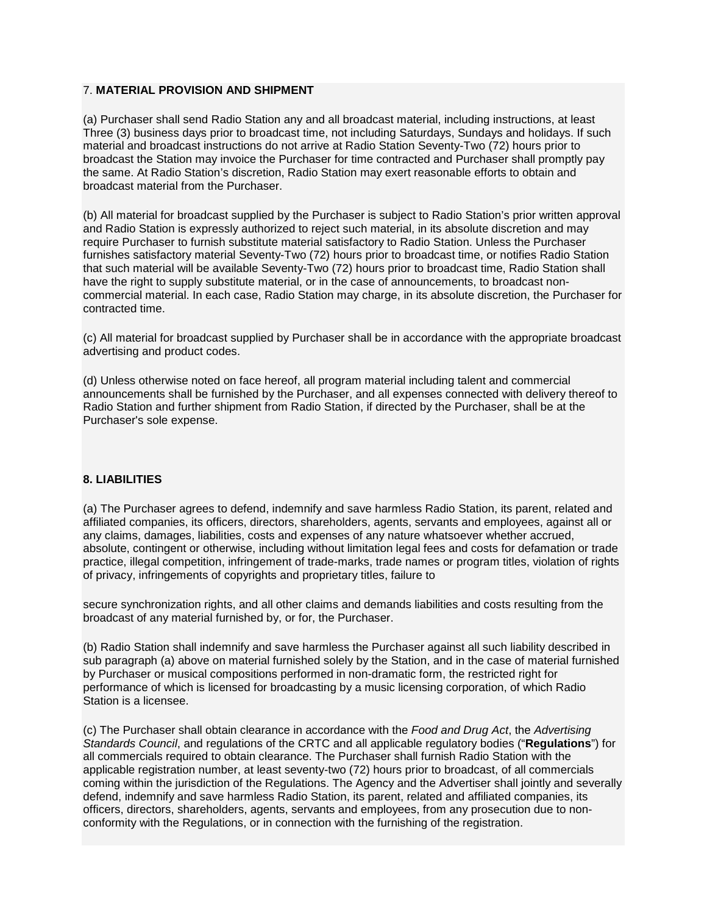7. **MATERIAL PROVISION AND SHIPMENT**

(a) Purchaser shall send Radio Station any and all broadcast material, including instructions, at least Three (3) business days prior to broadcast time, not including Saturdays, Sundays and holidays. If such material and broadcast instructions do not arrive at Radio Station Seventy-Two (72) hours prior to broadcast the Station may invoice the Purchaser for time contracted and Purchaser shall promptly pay the same. At Radio Station's discretion, Radio Station may exert reasonable efforts to obtain and broadcast material from the Purchaser.

(b) All material for broadcast supplied by the Purchaser is subject to Radio Station's prior written approval and Radio Station is expressly authorized to reject such material, in its absolute discretion and may require Purchaser to furnish substitute material satisfactory to Radio Station. Unless the Purchaser furnishes satisfactory material Seventy-Two (72) hours prior to broadcast time, or notifies Radio Station that such material will be available Seventy-Two (72) hours prior to broadcast time, Radio Station shall have the right to supply substitute material, or in the case of announcements, to broadcast non-commercial material. In each case, Radio Station may charge, in its absolute discretion, the Purchaser for contracted time.

(c) All material for broadcast supplied by Purchaser shall be in accordance with the appropriate broadcast advertising and product codes.

(d) Unless otherwise noted on face hereof, all program material including talent and commercial announcements shall be furnished by the Purchaser, and all expenses connected with delivery thereof to Radio Station and further shipment from Radio Station, if directed by the Purchaser, shall be at the Purchaser's sole expense.

**8. LIABILITIES**

(a) The Purchaser agrees to defend, indemnify and save harmless Radio Station, its parent, related and affiliated companies, its officers, directors, shareholders, agents, servants and employees, against all or any claims, damages, liabilities, costs and expenses of any nature whatsoever whether accrued, absolute, contingent or otherwise, including without limitation legal fees and costs for defamation or trade practice, illegal competition, infringement of trade-marks, trade names or program titles, violation of rights of privacy, infringements of copyrights and proprietary titles, failure to secure synchronization rights, and all other claims and demands liabilities and costs resulting from the broadcast of any material furnished by, or for, the Purchaser.

(b) Radio Station shall indemnify and save harmless the Purchaser against all such liability described in sub paragraph (a) above on material furnished solely by the Station, and in the case of material furnished by Purchaser or musical compositions performed in non-dramatic form, the restricted right for performance of which is licensed for broadcasting by a music licensing corporation, of which Radio Station is a licensee.

(c) The Purchaser shall obtain clearance in accordance with the *Food and Drug Act*, the *Advertising Standards Council*, and regulations of the CRTC and all applicable regulatory bodies ("**Regulations**") for all commercials required to obtain clearance. The Purchaser shall furnish Radio Station with the applicable registration number, at least seventy-two (72) hours prior to broadcast, of all commercials coming within the jurisdiction of the Regulations. The Agency and the Advertiser shall jointly and severally defend, indemnify and save harmless Radio Station, its parent, related and affiliated companies, its officers, directors, shareholders, agents, servants and employees, from any prosecution due to non-conformity with the Regulations, or in connection with the furnishing of the registration.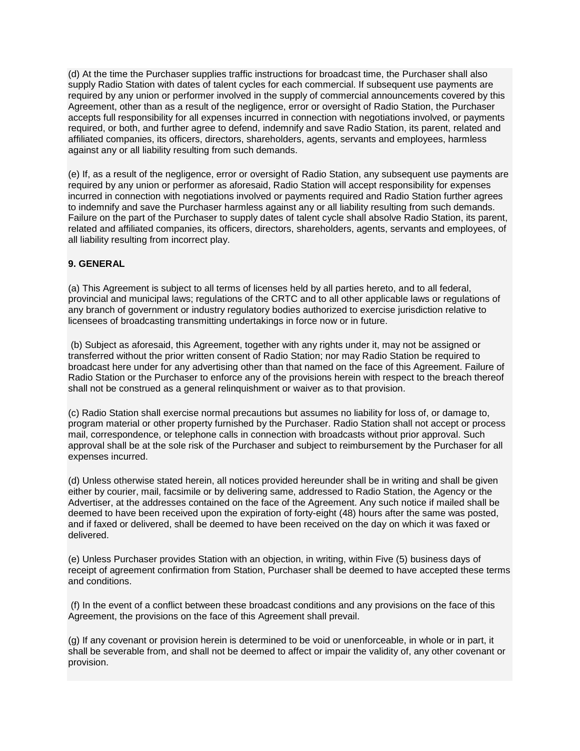(d) At the time the Purchaser supplies traffic instructions for broadcast time, the Purchaser shall also supply Radio Station with dates of talent cycles for each commercial. If subsequent use payments are required by any union or performer involved in the supply of commercial announcements covered by this Agreement, other than as a result of the negligence, error or oversight of Radio Station, the Purchaser accepts full responsibility for all expenses incurred in connection with negotiations involved, or payments required, or both, and further agree to defend, indemnify and save Radio Station, its parent, related and affiliated companies, its officers, directors, shareholders, agents, servants and employees, harmless against any or all liability resulting from such demands.

(e) If, as a result of the negligence, error or oversight of Radio Station, any subsequent use payments are required by any union or performer as aforesaid, Radio Station will accept responsibility for expenses incurred in connection with negotiations involved or payments required and Radio Station further agrees to indemnify and save the Purchaser harmless against any or all liability resulting from such demands. Failure on the part of the Purchaser to supply dates of talent cycle shall absolve Radio Station, its parent, related and affiliated companies, its officers, directors, shareholders, agents, servants and employees, of all liability resulting from incorrect play.

**9. GENERAL**

(a) This Agreement is subject to all terms of licenses held by all parties hereto, and to all federal, provincial and municipal laws; regulations of the CRTC and to all other applicable laws or regulations of any branch of government or industry regulatory bodies authorized to exercise jurisdiction relative to licensees of broadcasting transmitting undertakings in force now or in future.

(b) Subject as aforesaid, this Agreement, together with any rights under it, may not be assigned or transferred without the prior written consent of Radio Station; nor may Radio Station be required to broadcast here under for any advertising other than that named on the face of this Agreement. Failure of Radio Station or the Purchaser to enforce any of the provisions herein with respect to the breach thereof shall not be construed as a general relinquishment or waiver as to that provision.

(c) Radio Station shall exercise normal precautions but assumes no liability for loss of, or damage to, program material or other property furnished by the Purchaser. Radio Station shall not accept or process mail, correspondence, or telephone calls in connection with broadcasts without prior approval. Such approval shall be at the sole risk of the Purchaser and subject to reimbursement by the Purchaser for all expenses incurred.

(d) Unless otherwise stated herein, all notices provided hereunder shall be in writing and shall be given either by courier, mail, facsimile or by delivering same, addressed to Radio Station, the Agency or the Advertiser, at the addresses contained on the face of the Agreement. Any such notice if mailed shall be deemed to have been received upon the expiration of forty-eight (48) hours after the same was posted, and if faxed or delivered, shall be deemed to have been received on the day on which it was faxed or delivered.

(e) Unless Purchaser provides Station with an objection, in writing, within Five (5) business days of receipt of agreement confirmation from Station, Purchaser shall be deemed to have accepted these terms and conditions.

(f) In the event of a conflict between these broadcast conditions and any provisions on the face of this Agreement, the provisions on the face of this Agreement shall prevail.

(g) If any covenant or provision herein is determined to be void or unenforceable, in whole or in part, it shall be severable from, and shall not be deemed to affect or impair the validity of, any other covenant or provision.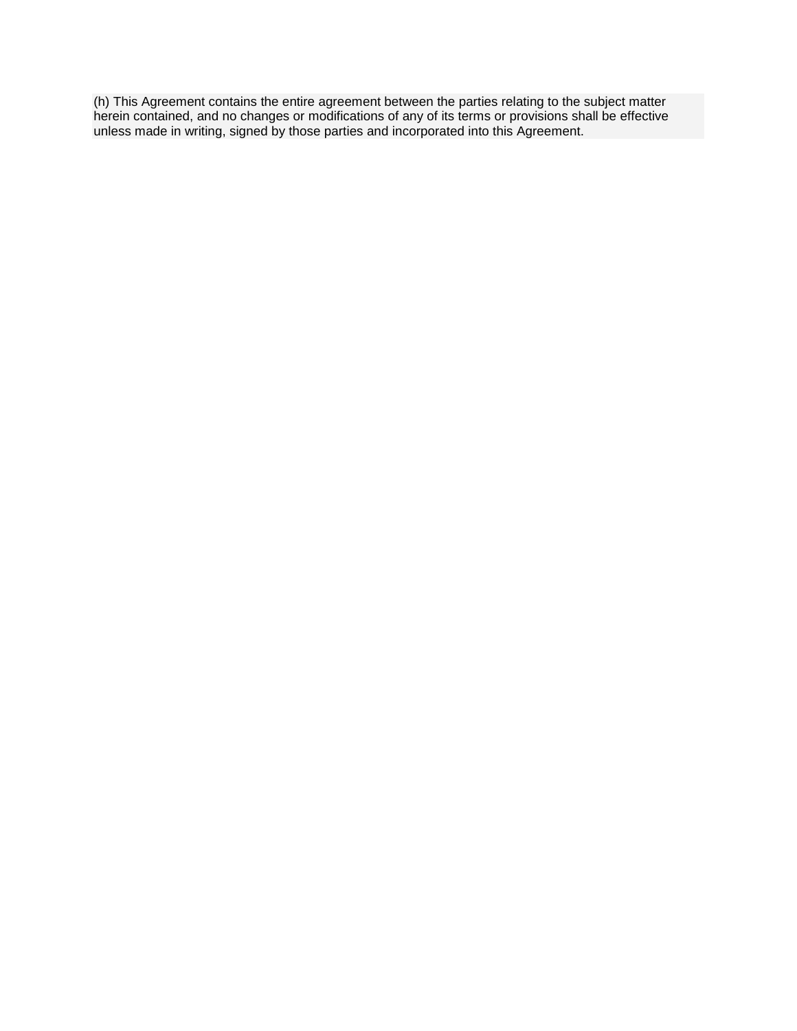(h) This Agreement contains the entire agreement between the parties relating to the subject matter herein contained, and no changes or modifications of any of its terms or provisions shall be effective unless made in writing, signed by those parties and incorporated into this Agreement.